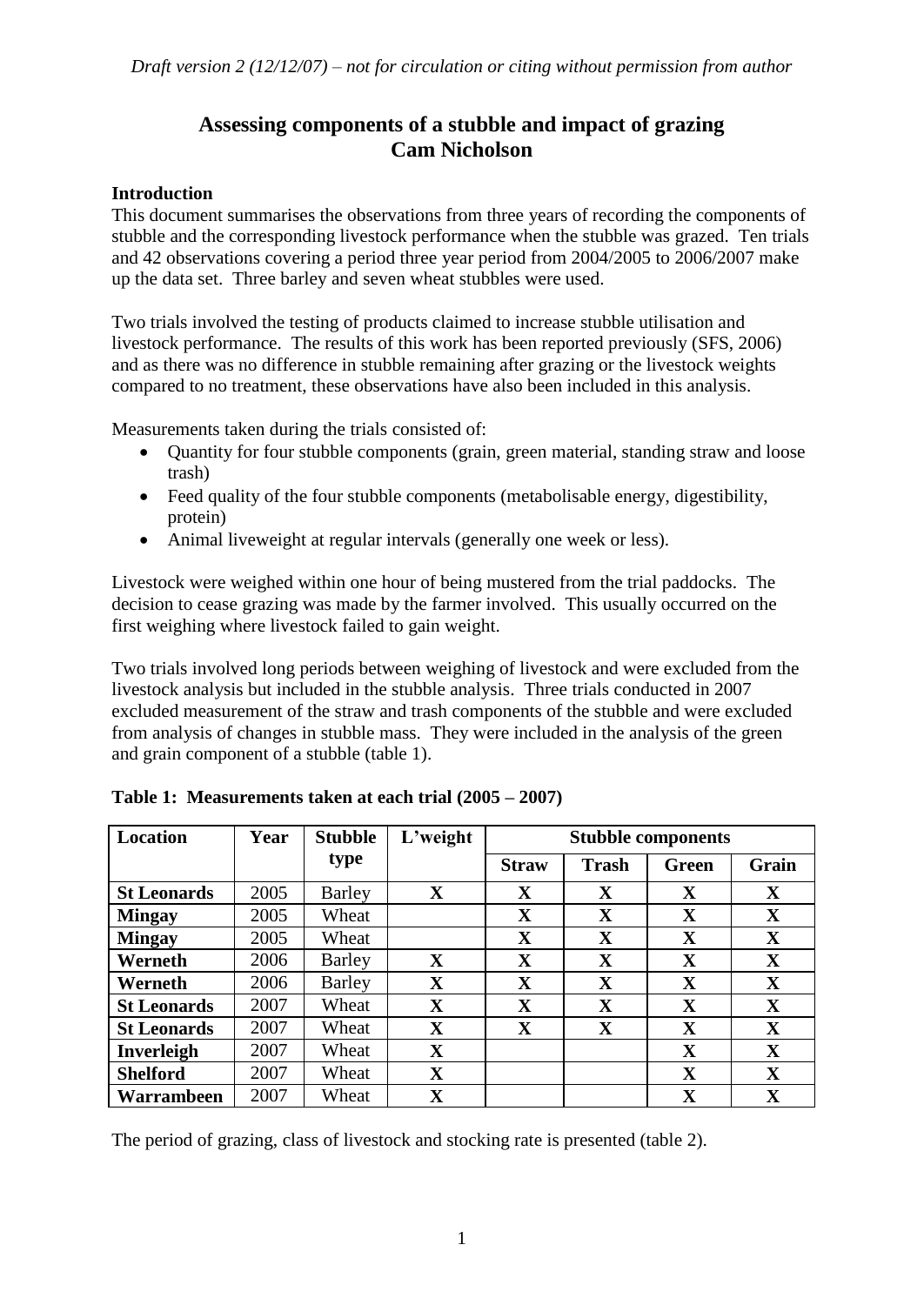*Draft version 2 (12/12/07) – not for circulation or citing without permission from author*

# Assessing components of a stubble and impact of grazing
## Cam Nicholson

### Introduction

This document summarises the observations from three years of recording the components of stubble and the corresponding livestock performance when the stubble was grazed. Ten trials and 42 observations covering a period three year period from 2004/2005 to 2006/2007 make up the data set. Three barley and seven wheat stubbles were used.

Two trials involved the testing of products claimed to increase stubble utilisation and livestock performance. The results of this work has been reported previously (SFS, 2006) and as there was no difference in stubble remaining after grazing or the livestock weights compared to no treatment, these observations have also been included in this analysis.

Measurements taken during the trials consisted of:

- Quantity for four stubble components (grain, green material, standing straw and loose trash)
- Feed quality of the four stubble components (metabolisable energy, digestibility, protein)
- Animal liveweight at regular intervals (generally one week or less).

Livestock were weighed within one hour of being mustered from the trial paddocks. The decision to cease grazing was made by the farmer involved. This usually occurred on the first weighing where livestock failed to gain weight.

Two trials involved long periods between weighing of livestock and were excluded from the livestock analysis but included in the stubble analysis. Three trials conducted in 2007 excluded measurement of the straw and trash components of the stubble and were excluded from analysis of changes in stubble mass. They were included in the analysis of the green and grain component of a stubble (table 1).

**Table 1: Measurements taken at each trial (2005 – 2007)**

| Location | Year | Stubble type | L'weight | Stubble components | | | |
|---|---|---|---|---|---|---|---|
| | | | | Straw | Trash | Green | Grain |
| **St Leonards** | 2005 | Barley | X | X | X | X | X |
| **Mingay** | 2005 | Wheat | | X | X | X | X |
| **Mingay** | 2005 | Wheat | | X | X | X | X |
| **Werneth** | 2006 | Barley | X | X | X | X | X |
| **Werneth** | 2006 | Barley | X | X | X | X | X |
| **St Leonards** | 2007 | Wheat | X | X | X | X | X |
| **St Leonards** | 2007 | Wheat | X | X | X | X | X |
| **Inverleigh** | 2007 | Wheat | X | | | X | X |
| **Shelford** | 2007 | Wheat | X | | | X | X |
| **Warrambeen** | 2007 | Wheat | X | | | X | X |

The period of grazing, class of livestock and stocking rate is presented (table 2).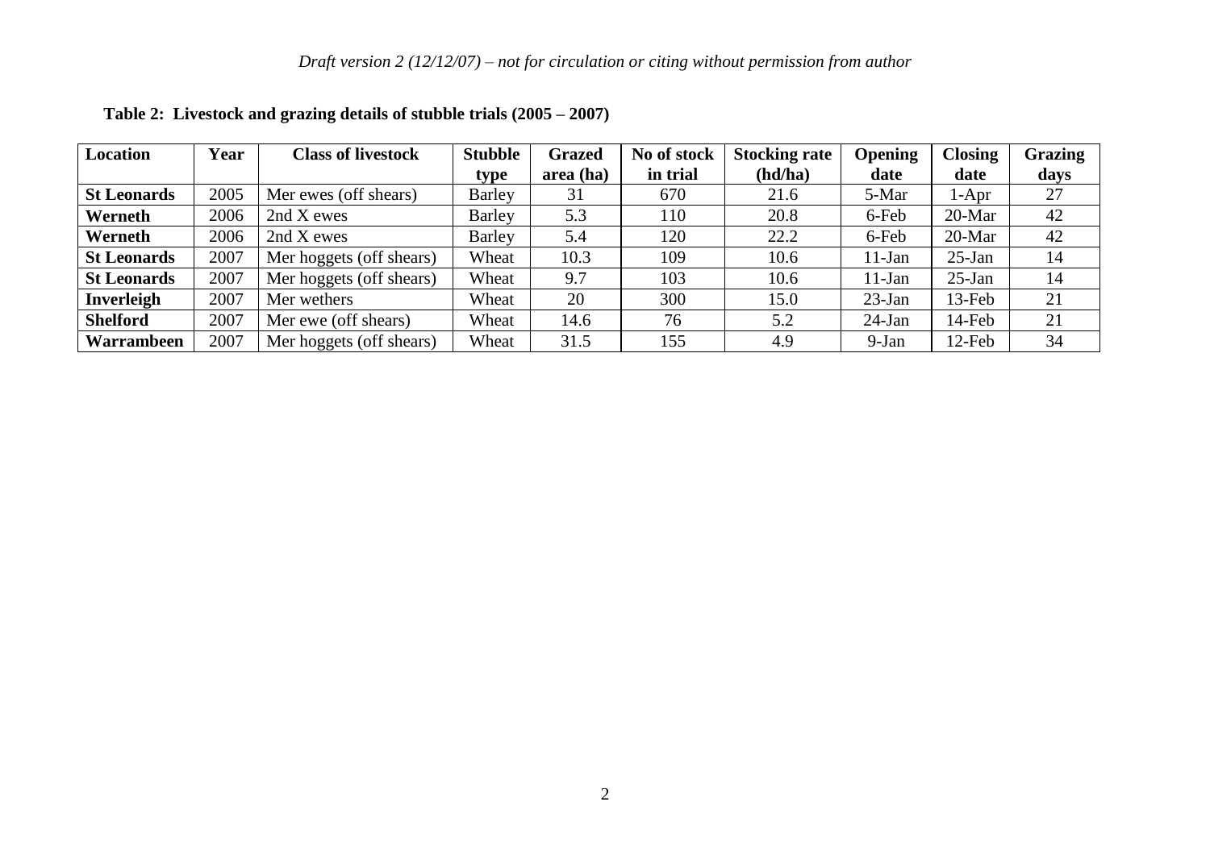**Table 2: Livestock and grazing details of stubble trials (2005 – 2007)**

| Location | Year | Class of livestock | Stubble type | Grazed area (ha) | No of stock in trial | Stocking rate (hd/ha) | Opening date | Closing date | Grazing days |
|---|---|---|---|---|---|---|---|---|---|
| **St Leonards** | 2005 | Mer ewes (off shears) | Barley | 31 | 670 | 21.6 | 5-Mar | 1-Apr | 27 |
| **Werneth** | 2006 | 2nd X ewes | Barley | 5.3 | 110 | 20.8 | 6-Feb | 20-Mar | 42 |
| **Werneth** | 2006 | 2nd X ewes | Barley | 5.4 | 120 | 22.2 | 6-Feb | 20-Mar | 42 |
| **St Leonards** | 2007 | Mer hoggets (off shears) | Wheat | 10.3 | 109 | 10.6 | 11-Jan | 25-Jan | 14 |
| **St Leonards** | 2007 | Mer hoggets (off shears) | Wheat | 9.7 | 103 | 10.6 | 11-Jan | 25-Jan | 14 |
| **Inverleigh** | 2007 | Mer wethers | Wheat | 20 | 300 | 15.0 | 23-Jan | 13-Feb | 21 |
| **Shelford** | 2007 | Mer ewe (off shears) | Wheat | 14.6 | 76 | 5.2 | 24-Jan | 14-Feb | 21 |
| **Warrambeen** | 2007 | Mer hoggets (off shears) | Wheat | 31.5 | 155 | 4.9 | 9-Jan | 12-Feb | 34 |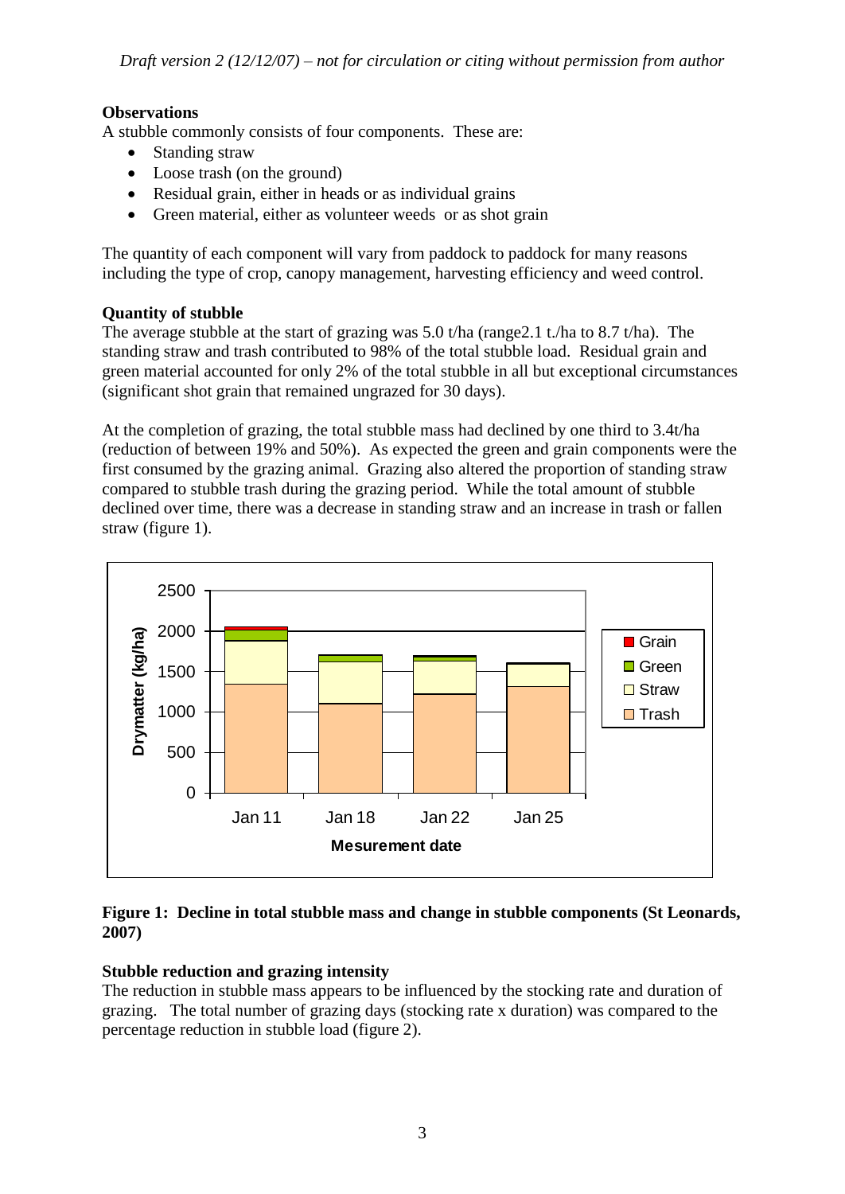*Draft version 2 (12/12/07) – not for circulation or citing without permission from author*

**Observations**

A stubble commonly consists of four components. These are:

- Standing straw
- Loose trash (on the ground)
- Residual grain, either in heads or as individual grains
- Green material, either as volunteer weeds or as shot grain

The quantity of each component will vary from paddock to paddock for many reasons including the type of crop, canopy management, harvesting efficiency and weed control.

**Quantity of stubble**

The average stubble at the start of grazing was 5.0 t/ha (range2.1 t./ha to 8.7 t/ha). The standing straw and trash contributed to 98% of the total stubble load. Residual grain and green material accounted for only 2% of the total stubble in all but exceptional circumstances (significant shot grain that remained ungrazed for 30 days).

At the completion of grazing, the total stubble mass had declined by one third to 3.4t/ha (reduction of between 19% and 50%). As expected the green and grain components were the first consumed by the grazing animal. Grazing also altered the proportion of standing straw compared to stubble trash during the grazing period. While the total amount of stubble declined over time, there was a decrease in standing straw and an increase in trash or fallen straw (figure 1).

**Figure 1: Decline in total stubble mass and change in stubble components (St Leonards, 2007)**

**Stubble reduction and grazing intensity**

The reduction in stubble mass appears to be influenced by the stocking rate and duration of grazing. The total number of grazing days (stocking rate x duration) was compared to the percentage reduction in stubble load (figure 2).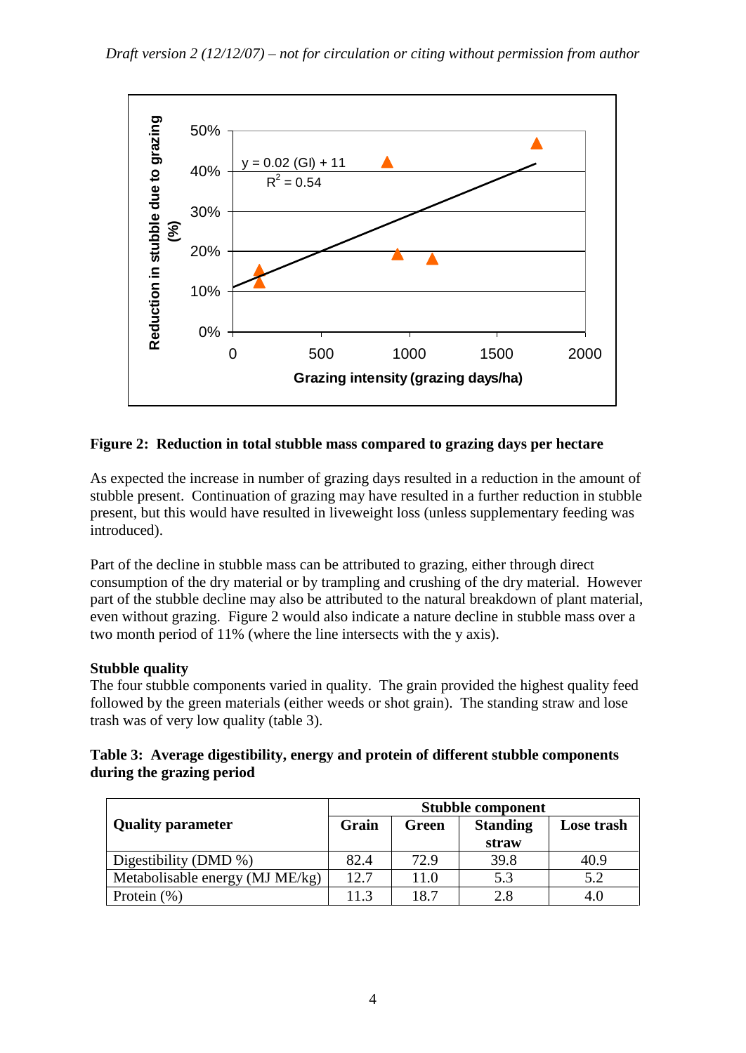**Figure 2: Reduction in total stubble mass compared to grazing days per hectare**

As expected the increase in number of grazing days resulted in a reduction in the amount of stubble present. Continuation of grazing may have resulted in a further reduction in stubble present, but this would have resulted in liveweight loss (unless supplementary feeding was introduced).

Part of the decline in stubble mass can be attributed to grazing, either through direct consumption of the dry material or by trampling and crushing of the dry material. However part of the stubble decline may also be attributed to the natural breakdown of plant material, even without grazing. Figure 2 would also indicate a nature decline in stubble mass over a two month period of 11% (where the line intersects with the y axis).

**Stubble quality**

The four stubble components varied in quality. The grain provided the highest quality feed followed by the green materials (either weeds or shot grain). The standing straw and lose trash was of very low quality (table 3).

**Table 3: Average digestibility, energy and protein of different stubble components during the grazing period**

| Quality parameter | Stubble component | | | |
|---|---|---|---|---|
| | Grain | Green | Standing straw | Lose trash |
| Digestibility (DMD %) | 82.4 | 72.9 | 39.8 | 40.9 |
| Metabolisable energy (MJ ME/kg) | 12.7 | 11.0 | 5.3 | 5.2 |
| Protein (%) | 11.3 | 18.7 | 2.8 | 4.0 |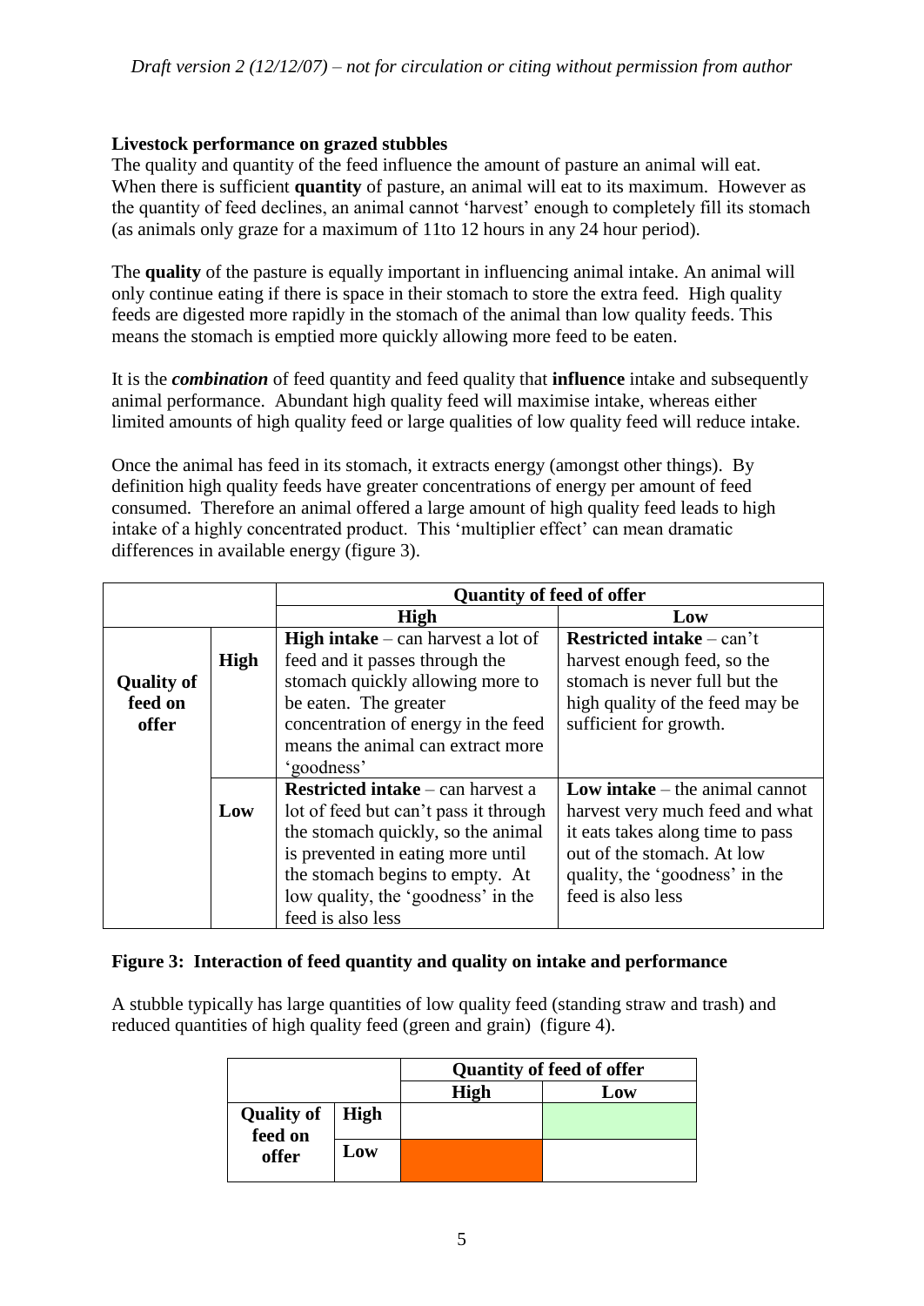### Livestock performance on grazed stubbles

The quality and quantity of the feed influence the amount of pasture an animal will eat. When there is sufficient **quantity** of pasture, an animal will eat to its maximum. However as the quantity of feed declines, an animal cannot 'harvest' enough to completely fill its stomach (as animals only graze for a maximum of 11to 12 hours in any 24 hour period).

The **quality** of the pasture is equally important in influencing animal intake. An animal will only continue eating if there is space in their stomach to store the extra feed. High quality feeds are digested more rapidly in the stomach of the animal than low quality feeds. This means the stomach is emptied more quickly allowing more feed to be eaten.

It is the ***combination*** of feed quantity and feed quality that **influence** intake and subsequently animal performance. Abundant high quality feed will maximise intake, whereas either limited amounts of high quality feed or large qualities of low quality feed will reduce intake.

Once the animal has feed in its stomach, it extracts energy (amongst other things). By definition high quality feeds have greater concentrations of energy per amount of feed consumed. Therefore an animal offered a large amount of high quality feed leads to high intake of a highly concentrated product. This 'multiplier effect' can mean dramatic differences in available energy (figure 3).

| | | **Quantity of feed of offer** | |
|---|---|---|---|
| | | **High** | **Low** |
| **Quality of feed on offer** | **High** | **High intake** – can harvest a lot of feed and it passes through the stomach quickly allowing more to be eaten. The greater concentration of energy in the feed means the animal can extract more 'goodness' | **Restricted intake** – can't harvest enough feed, so the stomach is never full but the high quality of the feed may be sufficient for growth. |
| | **Low** | **Restricted intake** – can harvest a lot of feed but can't pass it through the stomach quickly, so the animal is prevented in eating more until the stomach begins to empty. At low quality, the 'goodness' in the feed is also less | **Low intake** – the animal cannot harvest very much feed and what it eats takes along time to pass out of the stomach. At low quality, the 'goodness' in the feed is also less |

**Figure 3: Interaction of feed quantity and quality on intake and performance**

A stubble typically has large quantities of low quality feed (standing straw and trash) and reduced quantities of high quality feed (green and grain) (figure 4).

| | | **Quantity of feed of offer** | |
|---|---|---|---|
| | | **High** | **Low** |
| **Quality of feed on offer** | **High** | | |
| | **Low** | | |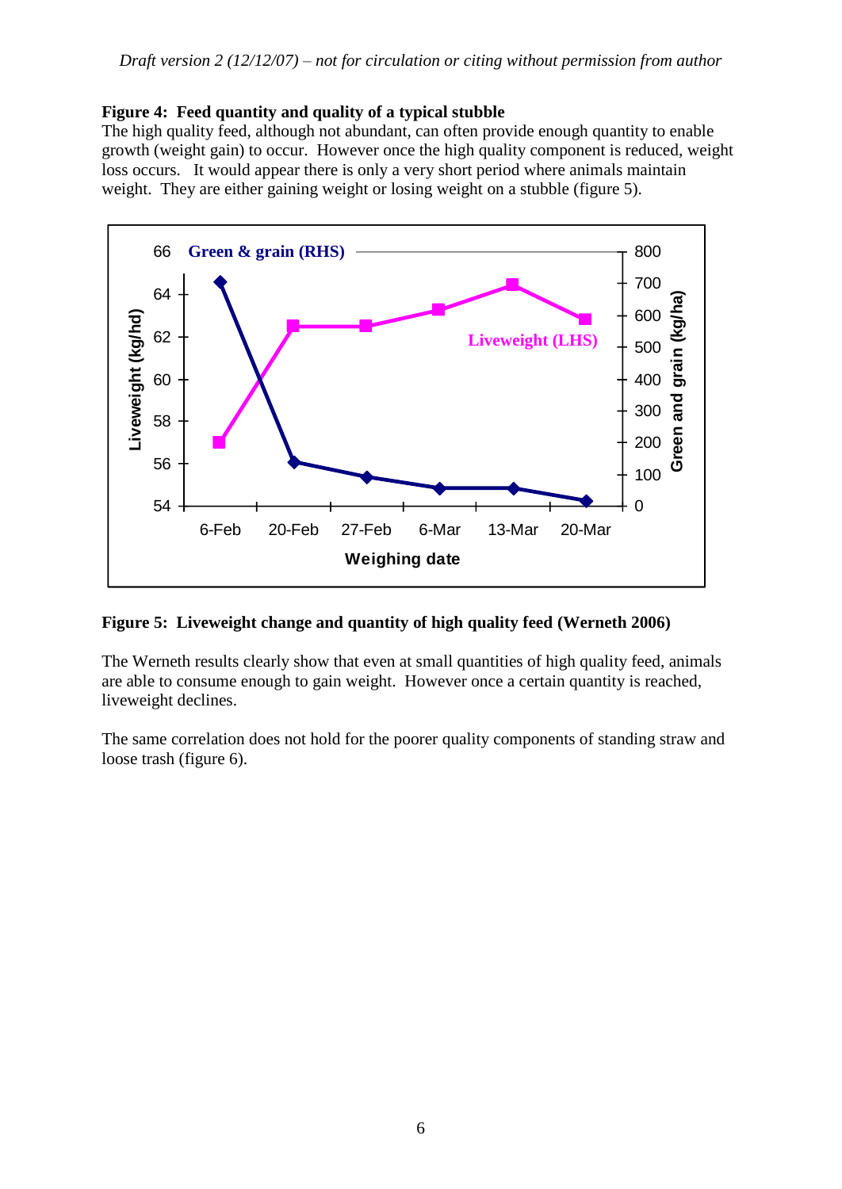**Figure 4: Feed quantity and quality of a typical stubble**

The high quality feed, although not abundant, can often provide enough quantity to enable growth (weight gain) to occur. However once the high quality component is reduced, weight loss occurs. It would appear there is only a very short period where animals maintain weight. They are either gaining weight or losing weight on a stubble (figure 5).

**Figure 5: Liveweight change and quantity of high quality feed (Werneth 2006)**

The Werneth results clearly show that even at small quantities of high quality feed, animals are able to consume enough to gain weight. However once a certain quantity is reached, liveweight declines.

The same correlation does not hold for the poorer quality components of standing straw and loose trash (figure 6).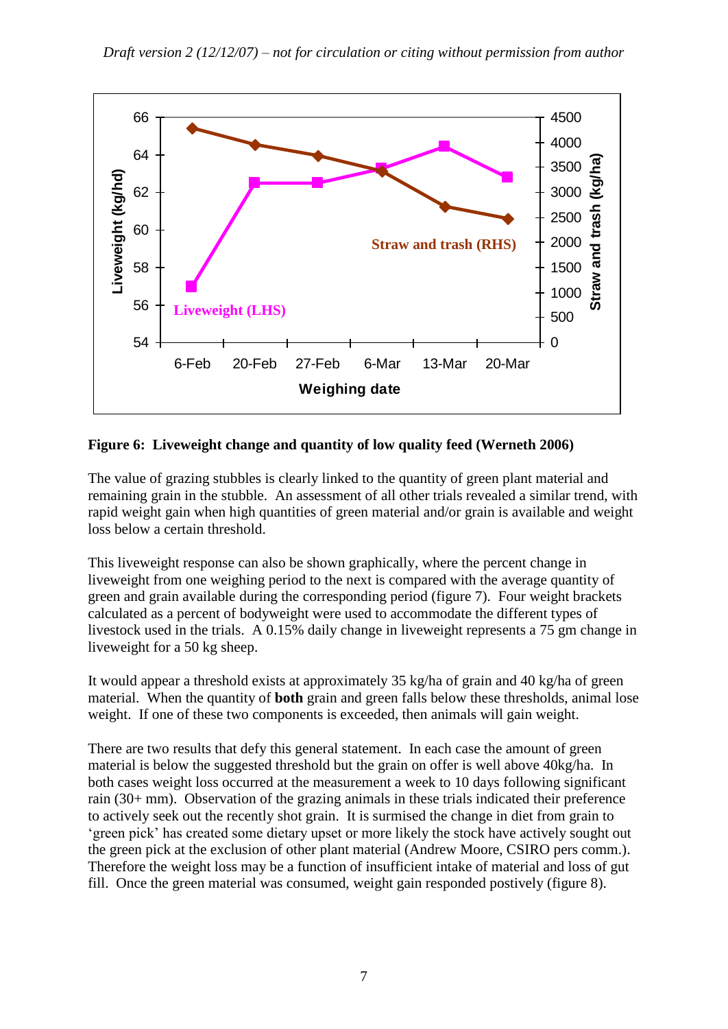**Figure 6: Liveweight change and quantity of low quality feed (Werneth 2006)**

The value of grazing stubbles is clearly linked to the quantity of green plant material and remaining grain in the stubble. An assessment of all other trials revealed a similar trend, with rapid weight gain when high quantities of green material and/or grain is available and weight loss below a certain threshold.

This liveweight response can also be shown graphically, where the percent change in liveweight from one weighing period to the next is compared with the average quantity of green and grain available during the corresponding period (figure 7). Four weight brackets calculated as a percent of bodyweight were used to accommodate the different types of livestock used in the trials. A 0.15% daily change in liveweight represents a 75 gm change in liveweight for a 50 kg sheep.

It would appear a threshold exists at approximately 35 kg/ha of grain and 40 kg/ha of green material. When the quantity of **both** grain and green falls below these thresholds, animal lose weight. If one of these two components is exceeded, then animals will gain weight.

There are two results that defy this general statement. In each case the amount of green material is below the suggested threshold but the grain on offer is well above 40kg/ha. In both cases weight loss occurred at the measurement a week to 10 days following significant rain (30+ mm). Observation of the grazing animals in these trials indicated their preference to actively seek out the recently shot grain. It is surmised the change in diet from grain to 'green pick' has created some dietary upset or more likely the stock have actively sought out the green pick at the exclusion of other plant material (Andrew Moore, CSIRO pers comm.). Therefore the weight loss may be a function of insufficient intake of material and loss of gut fill. Once the green material was consumed, weight gain responded postively (figure 8).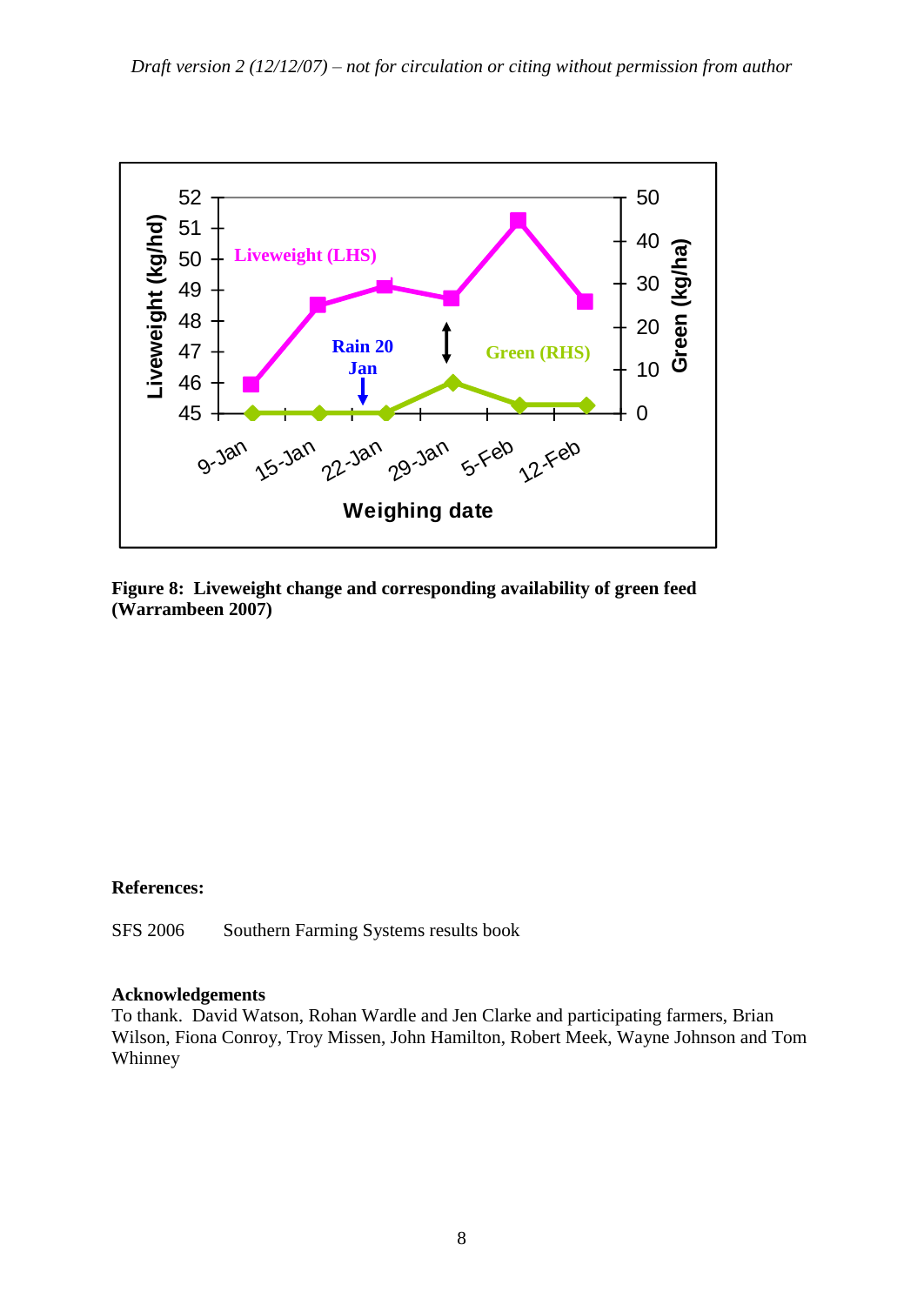**Figure 8: Liveweight change and corresponding availability of green feed (Warrambeen 2007)**

**References:**

SFS 2006 Southern Farming Systems results book

**Acknowledgements**

To thank. David Watson, Rohan Wardle and Jen Clarke and participating farmers, Brian Wilson, Fiona Conroy, Troy Missen, John Hamilton, Robert Meek, Wayne Johnson and Tom Whinney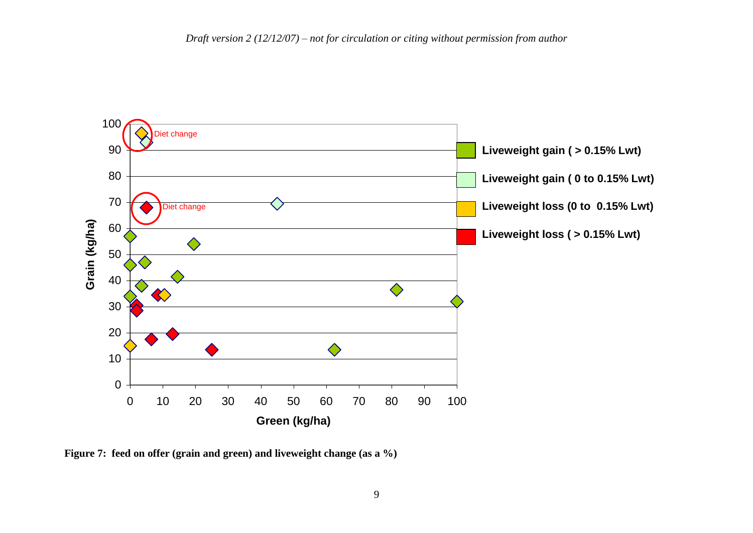100
90
80
70
60
50
40
30
20
10
0

Grain (kg/ha)

0 10 20 30 40 50 60 70 80 90 100

Green (kg/ha)

Diet change

Diet change

Liveweight gain ( > 0.15% Lwt)

Liveweight gain ( 0 to 0.15% Lwt)

Liveweight loss (0 to 0.15% Lwt)

Liveweight loss ( > 0.15% Lwt)

**Figure 7: feed on offer (grain and green) and liveweight change (as a %)**